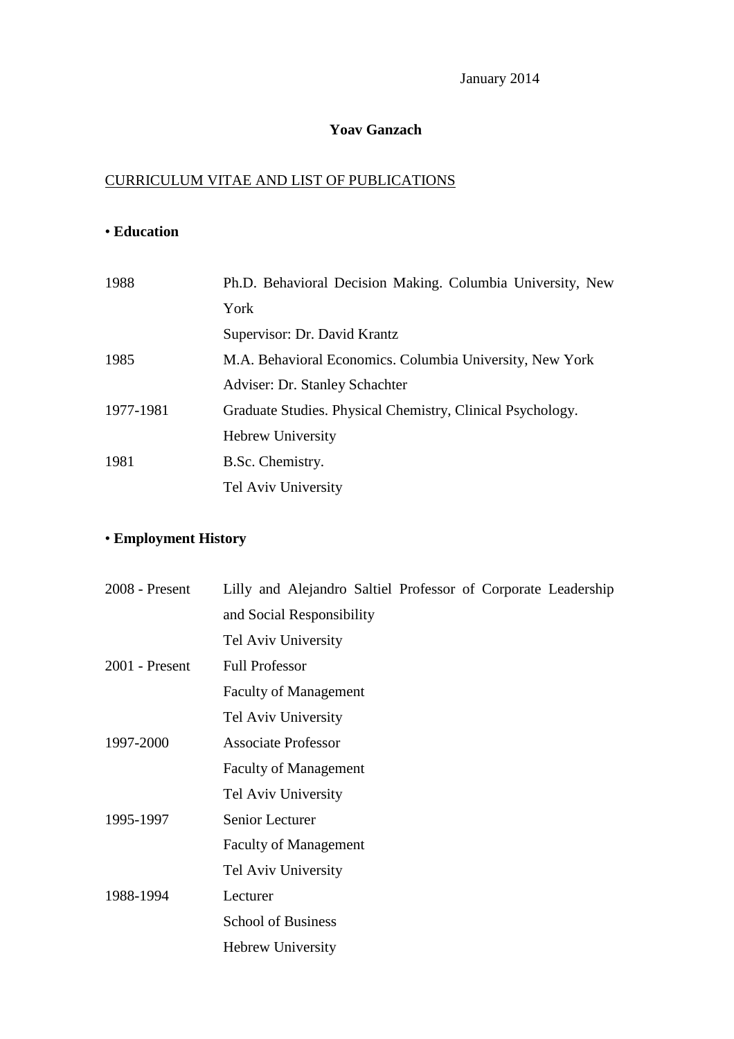January 2014

**Yoav Ganzach**

CURRICULUM VITAE AND LIST OF PUBLICATIONS

## • Education

| | |
|---|---|
| 1988 | Ph.D. Behavioral Decision Making. Columbia University, New York<br>Supervisor: Dr. David Krantz |
| 1985 | M.A. Behavioral Economics. Columbia University, New York<br>Adviser: Dr. Stanley Schachter |
| 1977-1981 | Graduate Studies. Physical Chemistry, Clinical Psychology.<br>Hebrew University |
| 1981 | B.Sc. Chemistry.<br>Tel Aviv University |

## • Employment History

| | |
|---|---|
| 2008 - Present | Lilly and Alejandro Saltiel Professor of Corporate Leadership and Social Responsibility<br>Tel Aviv University |
| 2001 - Present | Full Professor<br>Faculty of Management<br>Tel Aviv University |
| 1997-2000 | Associate Professor<br>Faculty of Management<br>Tel Aviv University |
| 1995-1997 | Senior Lecturer<br>Faculty of Management<br>Tel Aviv University |
| 1988-1994 | Lecturer<br>School of Business<br>Hebrew University |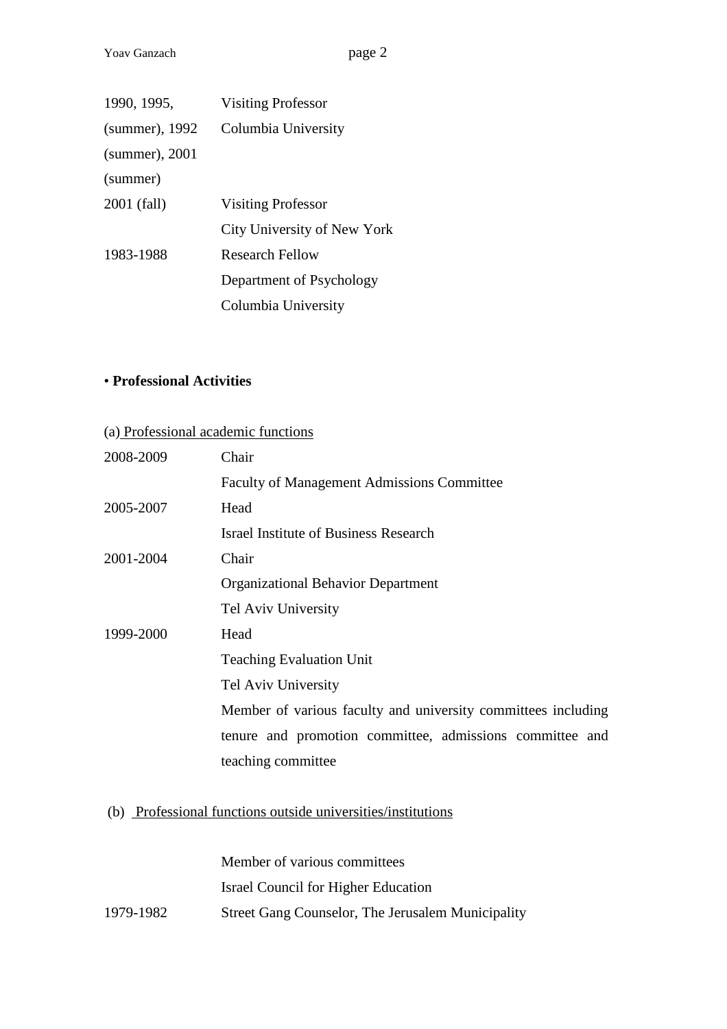| | |
|---|---|
| 1990, 1995, (summer), 1992 (summer), 2001 (summer) | Visiting Professor<br>Columbia University |
| 2001 (fall) | Visiting Professor<br>City University of New York |
| 1983-1988 | Research Fellow<br>Department of Psychology<br>Columbia University |

• **Professional Activities**

(a) Professional academic functions

| | |
|---|---|
| 2008-2009 | Chair<br>Faculty of Management Admissions Committee |
| 2005-2007 | Head<br>Israel Institute of Business Research |
| 2001-2004 | Chair<br>Organizational Behavior Department<br>Tel Aviv University |
| 1999-2000 | Head<br>Teaching Evaluation Unit<br>Tel Aviv University |
| | Member of various faculty and university committees including tenure and promotion committee, admissions committee and teaching committee |

(b) Professional functions outside universities/institutions

| | |
|---|---|
| | Member of various committees<br>Israel Council for Higher Education |
| 1979-1982 | Street Gang Counselor, The Jerusalem Municipality |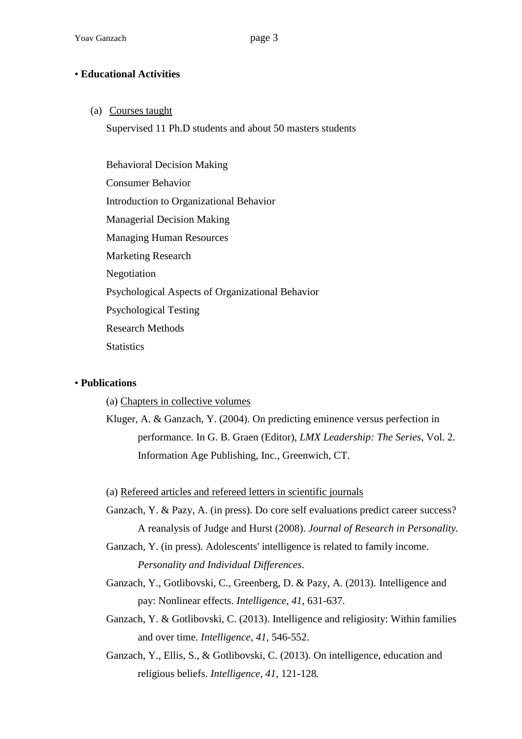• **Educational Activities**

(a) <u>Courses taught</u>

Supervised 11 Ph.D students and about 50 masters students

Behavioral Decision Making
Consumer Behavior
Introduction to Organizational Behavior
Managerial Decision Making
Managing Human Resources
Marketing Research
Negotiation
Psychological Aspects of Organizational Behavior
Psychological Testing
Research Methods
Statistics

• **Publications**

(a) <u>Chapters in collective volumes</u>

Kluger, A. & Ganzach, Y. (2004). On predicting eminence versus perfection in performance. In G. B. Graen (Editor), *LMX Leadership: The Series*, Vol. 2. Information Age Publishing, Inc., Greenwich, CT.

(a) <u>Refereed articles and refereed letters in scientific journals</u>

Ganzach, Y. & Pazy, A. (in press). Do core self evaluations predict career success? A reanalysis of Judge and Hurst (2008). *Journal of Research in Personality.*

Ganzach, Y. (in press). Adolescents' intelligence is related to family income. *Personality and Individual Differences*.

Ganzach, Y., Gotlibovski, C., Greenberg, D. & Pazy, A. (2013). Intelligence and pay: Nonlinear effects. *Intelligence*, *41*, 631-637.

Ganzach, Y. & Gotlibovski, C. (2013). Intelligence and religiosity: Within families and over time. *Intelligence*, *41*, 546-552.

Ganzach, Y., Ellis, S., & Gotlibovski, C. (2013). On intelligence, education and religious beliefs. *Intelligence*, *41*, 121-128*.*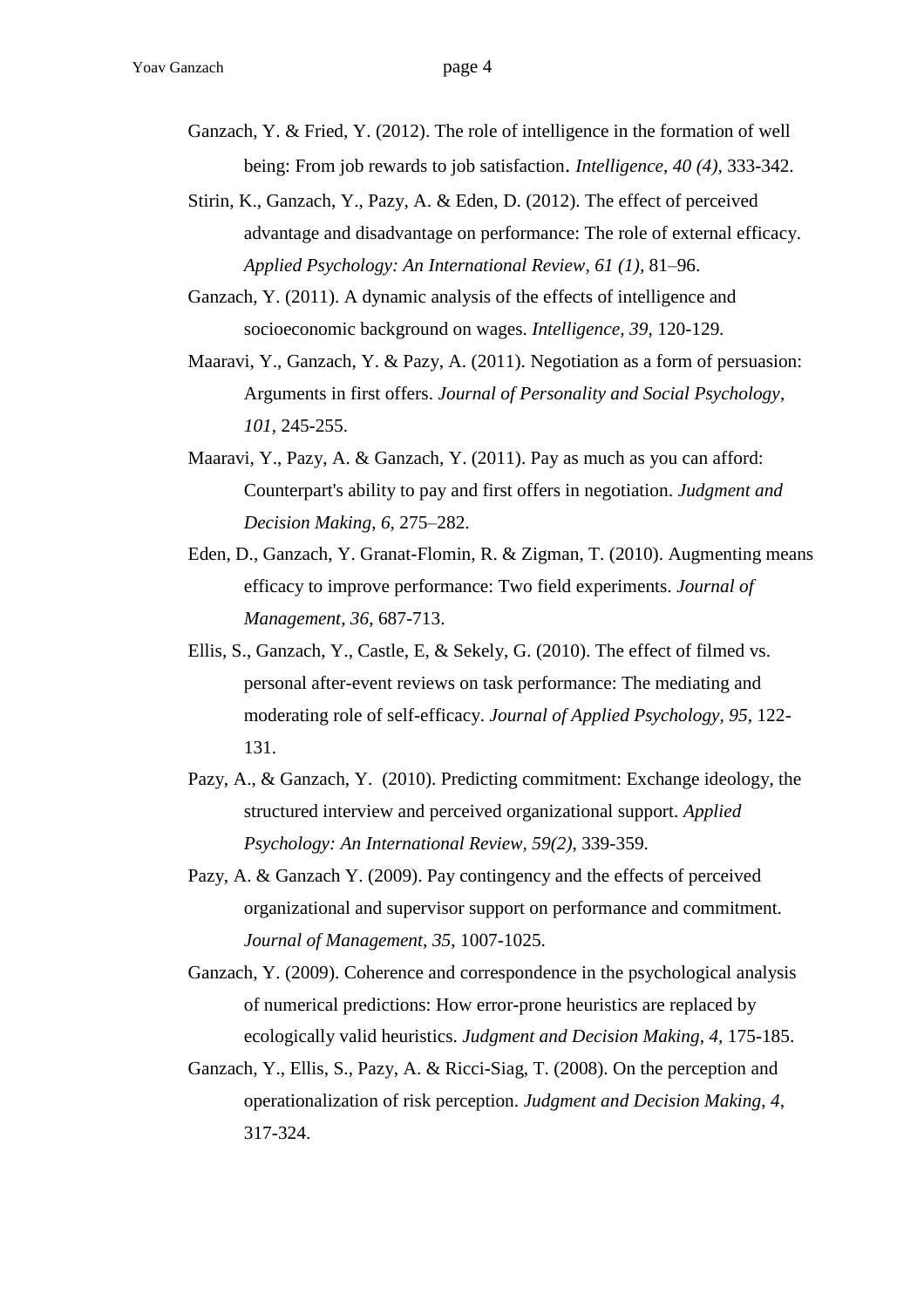Ganzach, Y. & Fried, Y. (2012). The role of intelligence in the formation of well being: From job rewards to job satisfaction. *Intelligence*, *40 (4)*, 333-342.

Stirin, K., Ganzach, Y., Pazy, A. & Eden, D. (2012). The effect of perceived advantage and disadvantage on performance: The role of external efficacy. *Applied Psychology: An International Review*, *61 (1)*, 81–96.

Ganzach, Y. (2011). A dynamic analysis of the effects of intelligence and socioeconomic background on wages. *Intelligence, 39*, 120-129.

Maaravi, Y., Ganzach, Y. & Pazy, A. (2011). Negotiation as a form of persuasion: Arguments in first offers. *Journal of Personality and Social Psychology*, *101*, 245-255.

Maaravi, Y., Pazy, A. & Ganzach, Y. (2011). Pay as much as you can afford: Counterpart's ability to pay and first offers in negotiation. *Judgment and Decision Making*, *6*, 275–282.

Eden, D., Ganzach, Y. Granat-Flomin, R. & Zigman, T. (2010). Augmenting means efficacy to improve performance: Two field experiments. *Journal of Management, 36*, 687-713.

Ellis, S., Ganzach, Y., Castle, E, & Sekely, G. (2010). The effect of filmed vs. personal after-event reviews on task performance: The mediating and moderating role of self-efficacy. *Journal of Applied Psychology, 95*, 122-131.

Pazy, A., & Ganzach, Y. (2010). Predicting commitment: Exchange ideology, the structured interview and perceived organizational support. *Applied Psychology: An International Review, 59(2)*, 339-359.

Pazy, A. & Ganzach Y. (2009). Pay contingency and the effects of perceived organizational and supervisor support on performance and commitment. *Journal of Management, 35*, 1007-1025.

Ganzach, Y. (2009). Coherence and correspondence in the psychological analysis of numerical predictions: How error-prone heuristics are replaced by ecologically valid heuristics. *Judgment and Decision Making, 4,* 175-185.

Ganzach, Y., Ellis, S., Pazy, A. & Ricci-Siag, T. (2008). On the perception and operationalization of risk perception. *Judgment and Decision Making*, *4*, 317-324.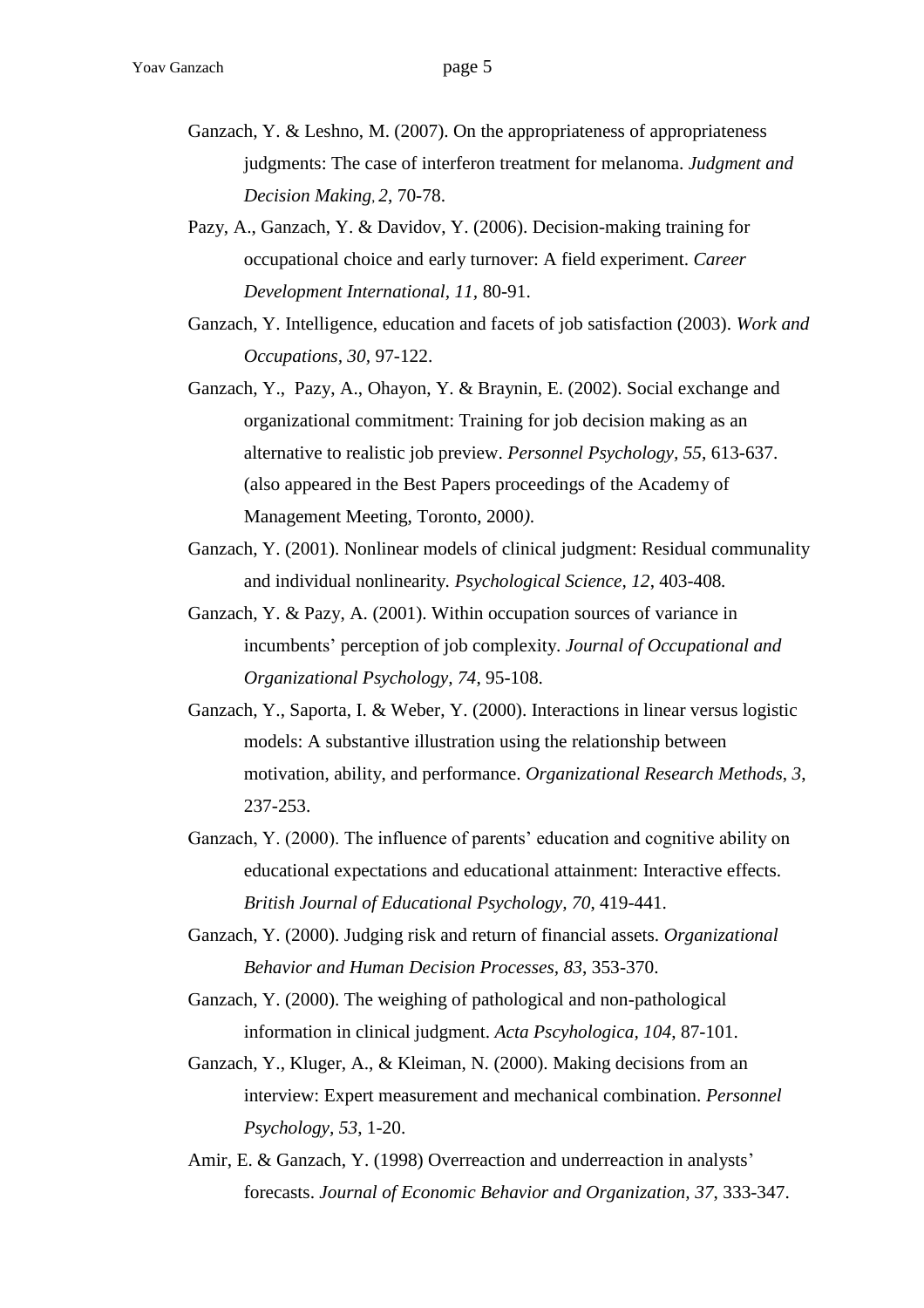Ganzach, Y. & Leshno, M. (2007). On the appropriateness of appropriateness judgments: The case of interferon treatment for melanoma. *Judgment and Decision Making, 2*, 70-78.

Pazy, A., Ganzach, Y. & Davidov, Y. (2006). Decision-making training for occupational choice and early turnover: A field experiment. *Career Development International, 11*, 80-91.

Ganzach, Y. Intelligence, education and facets of job satisfaction (2003). *Work and Occupations, 30*, 97-122.

Ganzach, Y., Pazy, A., Ohayon, Y. & Braynin, E. (2002). Social exchange and organizational commitment: Training for job decision making as an alternative to realistic job preview. *Personnel Psychology, 55*, 613-637. (also appeared in the Best Papers proceedings of the Academy of Management Meeting, Toronto, 2000*)*.

Ganzach, Y. (2001). Nonlinear models of clinical judgment: Residual communality and individual nonlinearity. *Psychological Science, 12*, 403-408.

Ganzach, Y. & Pazy, A. (2001). Within occupation sources of variance in incumbents' perception of job complexity. *Journal of Occupational and Organizational Psychology, 74*, 95-108.

Ganzach, Y., Saporta, I. & Weber, Y. (2000). Interactions in linear versus logistic models: A substantive illustration using the relationship between motivation, ability, and performance. *Organizational Research Methods, 3*, 237-253.

Ganzach, Y. (2000). The influence of parents' education and cognitive ability on educational expectations and educational attainment: Interactive effects. *British Journal of Educational Psychology, 70*, 419-441.

Ganzach, Y. (2000). Judging risk and return of financial assets. *Organizational Behavior and Human Decision Processes, 83*, 353-370.

Ganzach, Y. (2000). The weighing of pathological and non-pathological information in clinical judgment. *Acta Pscyhologica, 104*, 87-101.

Ganzach, Y., Kluger, A., & Kleiman, N. (2000). Making decisions from an interview: Expert measurement and mechanical combination. *Personnel Psychology, 53*, 1-20.

Amir, E. & Ganzach, Y. (1998) Overreaction and underreaction in analysts' forecasts. *Journal of Economic Behavior and Organization, 37*, 333-347.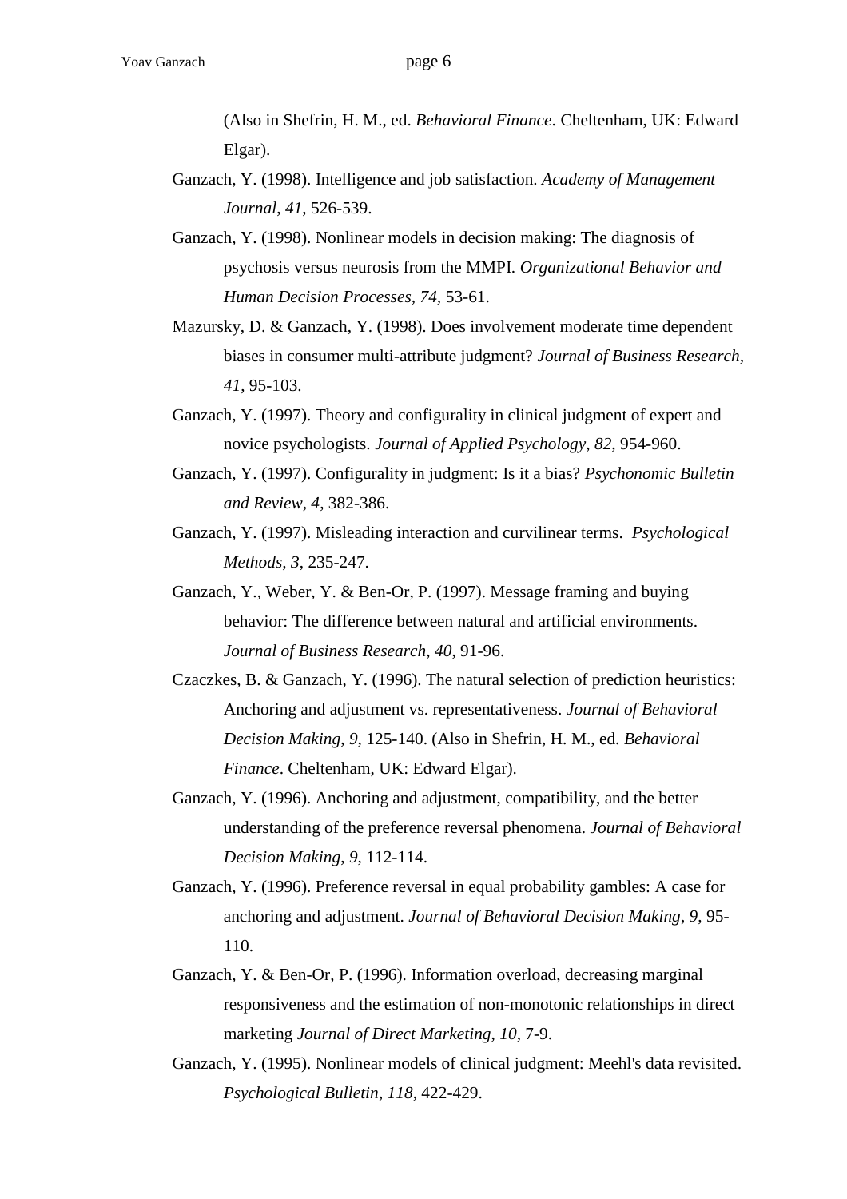(Also in Shefrin, H. M., ed. *Behavioral Finance*. Cheltenham, UK: Edward Elgar).

Ganzach, Y. (1998). Intelligence and job satisfaction. *Academy of Management Journal*, *41*, 526-539.

Ganzach, Y. (1998). Nonlinear models in decision making: The diagnosis of psychosis versus neurosis from the MMPI. *Organizational Behavior and Human Decision Processes*, *74,* 53-61.

Mazursky, D. & Ganzach, Y. (1998). Does involvement moderate time dependent biases in consumer multi-attribute judgment? *Journal of Business Research*, *41,* 95-103.

Ganzach, Y. (1997). Theory and configurality in clinical judgment of expert and novice psychologists. *Journal of Applied Psychology*, *82*, 954-960.

Ganzach, Y. (1997). Configurality in judgment: Is it a bias? *Psychonomic Bulletin and Review, 4*, 382-386.

Ganzach, Y. (1997). Misleading interaction and curvilinear terms. *Psychological Methods, 3*, 235-247.

Ganzach, Y., Weber, Y. & Ben-Or, P. (1997). Message framing and buying behavior: The difference between natural and artificial environments. *Journal of Business Research*, *40*, 91-96.

Czaczkes, B. & Ganzach, Y. (1996). The natural selection of prediction heuristics: Anchoring and adjustment vs. representativeness. *Journal of Behavioral Decision Making*, *9*, 125-140. (Also in Shefrin, H. M., ed. *Behavioral Finance*. Cheltenham, UK: Edward Elgar).

Ganzach, Y. (1996). Anchoring and adjustment, compatibility, and the better understanding of the preference reversal phenomena. *Journal of Behavioral Decision Making, 9*, 112-114.

Ganzach, Y. (1996). Preference reversal in equal probability gambles: A case for anchoring and adjustment. *Journal of Behavioral Decision Making*, *9*, 95-110.

Ganzach, Y. & Ben-Or, P. (1996). Information overload, decreasing marginal responsiveness and the estimation of non-monotonic relationships in direct marketing *Journal of Direct Marketing*, *10*, 7-9.

Ganzach, Y. (1995). Nonlinear models of clinical judgment: Meehl's data revisited. *Psychological Bulletin*, *118*, 422-429.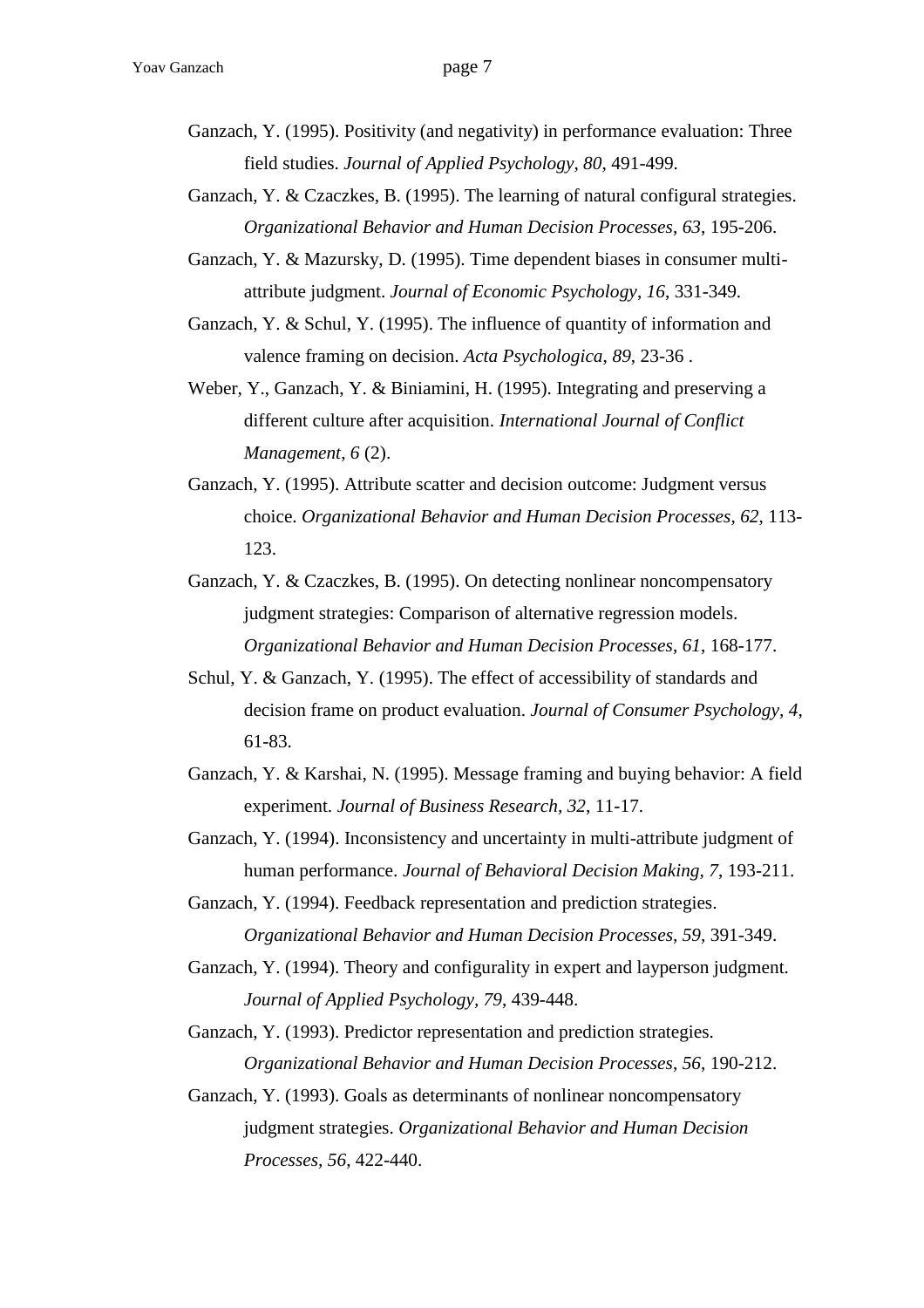Ganzach, Y. (1995). Positivity (and negativity) in performance evaluation: Three field studies. *Journal of Applied Psychology*, *80*, 491-499.

Ganzach, Y. & Czaczkes, B. (1995). The learning of natural configural strategies. *Organizational Behavior and Human Decision Processes*, *63*, 195-206.

Ganzach, Y. & Mazursky, D. (1995). Time dependent biases in consumer multi-attribute judgment. *Journal of Economic Psychology*, *16*, 331-349.

Ganzach, Y. & Schul, Y. (1995). The influence of quantity of information and valence framing on decision. *Acta Psychologica*, *89*, 23-36 .

Weber, Y., Ganzach, Y. & Biniamini, H. (1995). Integrating and preserving a different culture after acquisition. *International Journal of Conflict Management*, *6* (2).

Ganzach, Y. (1995). Attribute scatter and decision outcome: Judgment versus choice. *Organizational Behavior and Human Decision Processes*, *62*, 113-123.

Ganzach, Y. & Czaczkes, B. (1995). On detecting nonlinear noncompensatory judgment strategies: Comparison of alternative regression models. *Organizational Behavior and Human Decision Processes*, *61*, 168-177.

Schul, Y. & Ganzach, Y. (1995). The effect of accessibility of standards and decision frame on product evaluation. *Journal of Consumer Psychology, 4*, 61-83.

Ganzach, Y. & Karshai, N. (1995). Message framing and buying behavior: A field experiment. *Journal of Business Research*, *32*, 11-17.

Ganzach, Y. (1994). Inconsistency and uncertainty in multi-attribute judgment of human performance. *Journal of Behavioral Decision Making, 7*, 193-211.

Ganzach, Y. (1994). Feedback representation and prediction strategies. *Organizational Behavior and Human Decision Processes, 59*, 391-349.

Ganzach, Y. (1994). Theory and configurality in expert and layperson judgment. *Journal of Applied Psychology, 79*, 439-448.

Ganzach, Y. (1993). Predictor representation and prediction strategies. *Organizational Behavior and Human Decision Processes*, *56*, 190-212.

Ganzach, Y. (1993). Goals as determinants of nonlinear noncompensatory judgment strategies. *Organizational Behavior and Human Decision Processes, 56*, 422-440.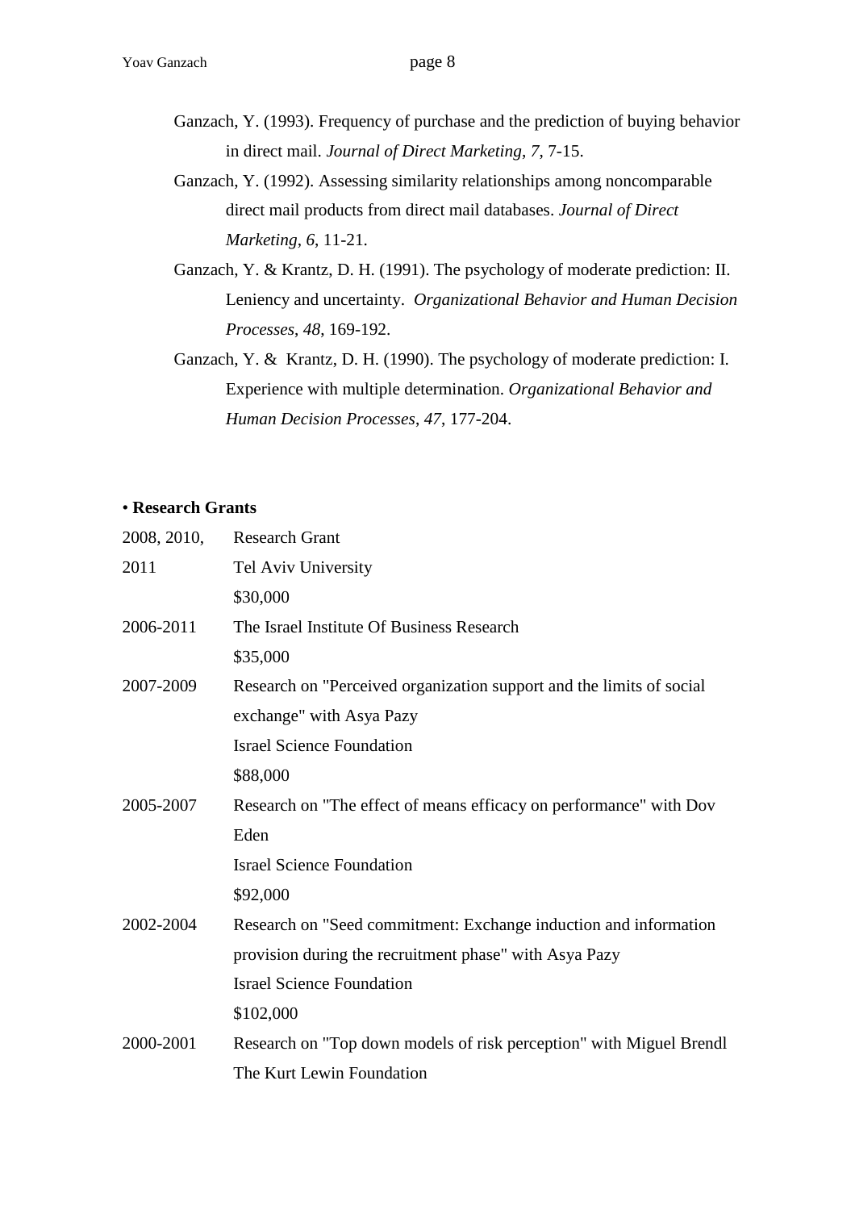Ganzach, Y. (1993). Frequency of purchase and the prediction of buying behavior in direct mail. *Journal of Direct Marketing*, *7*, 7-15.

Ganzach, Y. (1992). Assessing similarity relationships among noncomparable direct mail products from direct mail databases. *Journal of Direct Marketing*, *6*, 11-21.

Ganzach, Y. & Krantz, D. H. (1991). The psychology of moderate prediction: II. Leniency and uncertainty. *Organizational Behavior and Human Decision Processes*, *48*, 169-192.

Ganzach, Y. & Krantz, D. H. (1990). The psychology of moderate prediction: I. Experience with multiple determination. *Organizational Behavior and Human Decision Processes*, *47*, 177-204.

• **Research Grants**

| | |
|---|---|
| 2008, 2010, 2011 | Research Grant<br>Tel Aviv University<br>$30,000 |
| 2006-2011 | The Israel Institute Of Business Research<br>$35,000 |
| 2007-2009 | Research on "Perceived organization support and the limits of social exchange" with Asya Pazy<br>Israel Science Foundation<br>$88,000 |
| 2005-2007 | Research on "The effect of means efficacy on performance" with Dov Eden<br>Israel Science Foundation<br>$92,000 |
| 2002-2004 | Research on "Seed commitment: Exchange induction and information provision during the recruitment phase" with Asya Pazy<br>Israel Science Foundation<br>$102,000 |
| 2000-2001 | Research on "Top down models of risk perception" with Miguel Brendl<br>The Kurt Lewin Foundation |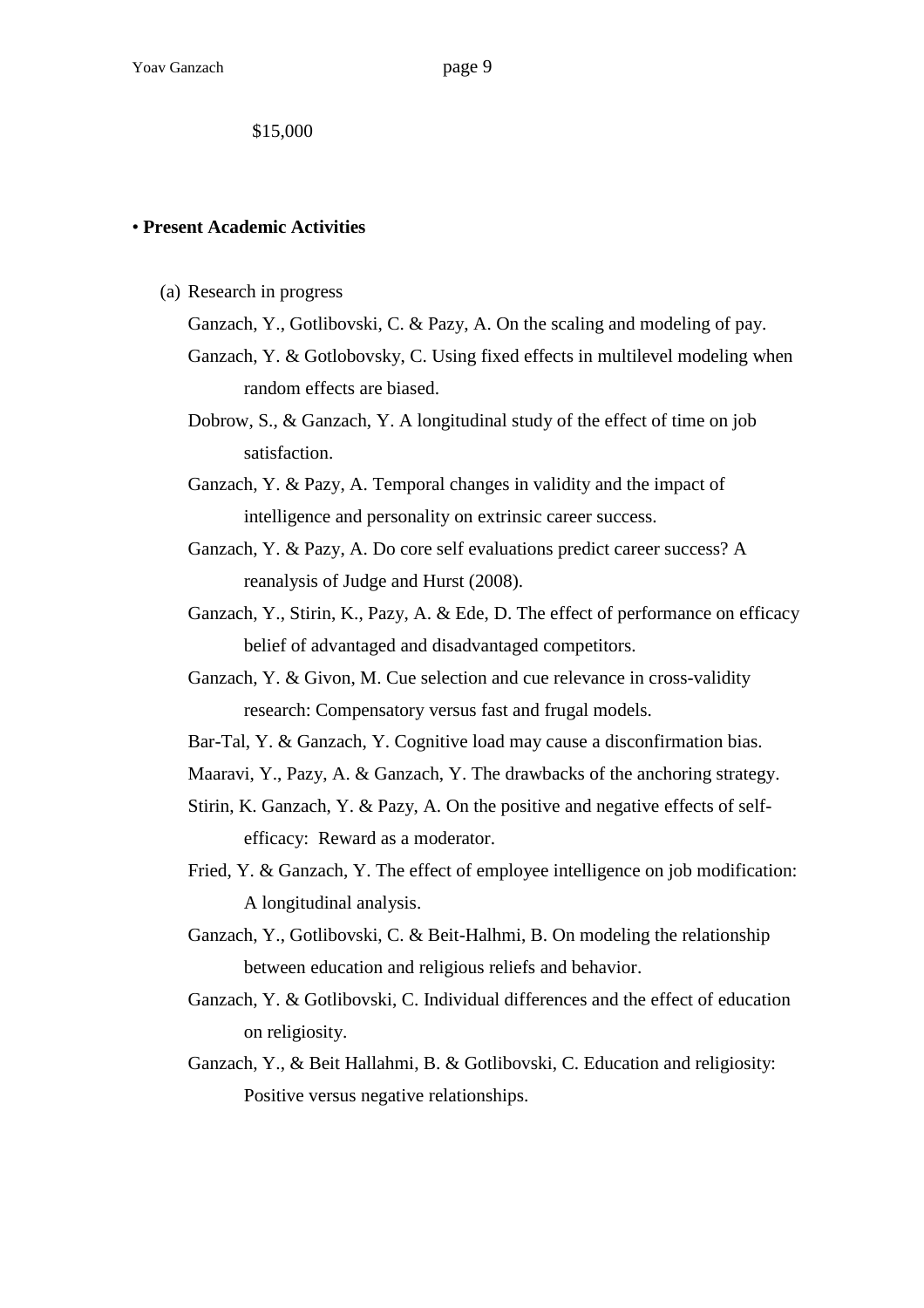$15,000

• **Present Academic Activities**

(a) Research in progress

Ganzach, Y., Gotlibovski, C. & Pazy, A. On the scaling and modeling of pay.

Ganzach, Y. & Gotlobovsky, C. Using fixed effects in multilevel modeling when random effects are biased.

Dobrow, S., & Ganzach, Y. A longitudinal study of the effect of time on job satisfaction.

Ganzach, Y. & Pazy, A. Temporal changes in validity and the impact of intelligence and personality on extrinsic career success.

Ganzach, Y. & Pazy, A. Do core self evaluations predict career success? A reanalysis of Judge and Hurst (2008).

Ganzach, Y., Stirin, K., Pazy, A. & Ede, D. The effect of performance on efficacy belief of advantaged and disadvantaged competitors.

Ganzach, Y. & Givon, M. Cue selection and cue relevance in cross-validity research: Compensatory versus fast and frugal models.

Bar-Tal, Y. & Ganzach, Y. Cognitive load may cause a disconfirmation bias.

Maaravi, Y., Pazy, A. & Ganzach, Y. The drawbacks of the anchoring strategy.

Stirin, K. Ganzach, Y. & Pazy, A. On the positive and negative effects of self-efficacy: Reward as a moderator.

Fried, Y. & Ganzach, Y. The effect of employee intelligence on job modification: A longitudinal analysis.

Ganzach, Y., Gotlibovski, C. & Beit-Halhmi, B. On modeling the relationship between education and religious reliefs and behavior.

Ganzach, Y. & Gotlibovski, C. Individual differences and the effect of education on religiosity.

Ganzach, Y., & Beit Hallahmi, B. & Gotlibovski, C. Education and religiosity: Positive versus negative relationships.